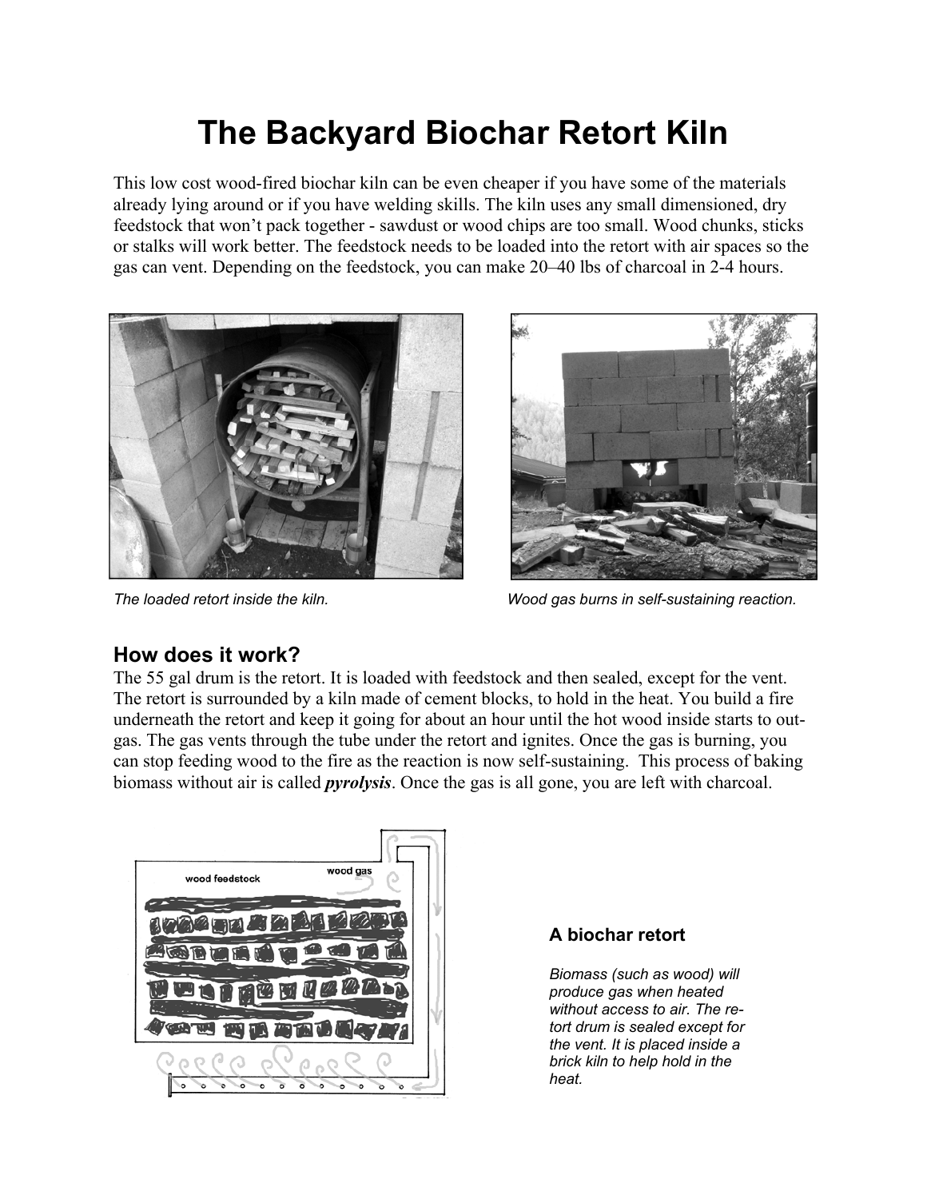# The Backyard Biochar Retort Kiln

This low cost wood-fired biochar kiln can be even cheaper if you have some of the materials already lying around or if you have welding skills. The kiln uses any small dimensioned, dry feedstock that won't pack together - sawdust or wood chips are too small. Wood chunks, sticks or stalks will work better. The feedstock needs to be loaded into the retort with air spaces so the gas can vent. Depending on the feedstock, you can make 20–40 lbs of charcoal in 2-4 hours.

*The loaded retort inside the kiln.*

*Wood gas burns in self-sustaining reaction.*

## How does it work?

The 55 gal drum is the retort. It is loaded with feedstock and then sealed, except for the vent. The retort is surrounded by a kiln made of cement blocks, to hold in the heat. You build a fire underneath the retort and keep it going for about an hour until the hot wood inside starts to out-gas. The gas vents through the tube under the retort and ignites. Once the gas is burning, you can stop feeding wood to the fire as the reaction is now self-sustaining. This process of baking biomass without air is called ***pyrolysis***. Once the gas is all gone, you are left with charcoal.

wood feedstock

wood gas

### A biochar retort

*Biomass (such as wood) will produce gas when heated without access to air. The retort drum is sealed except for the vent. It is placed inside a brick kiln to help hold in the heat.*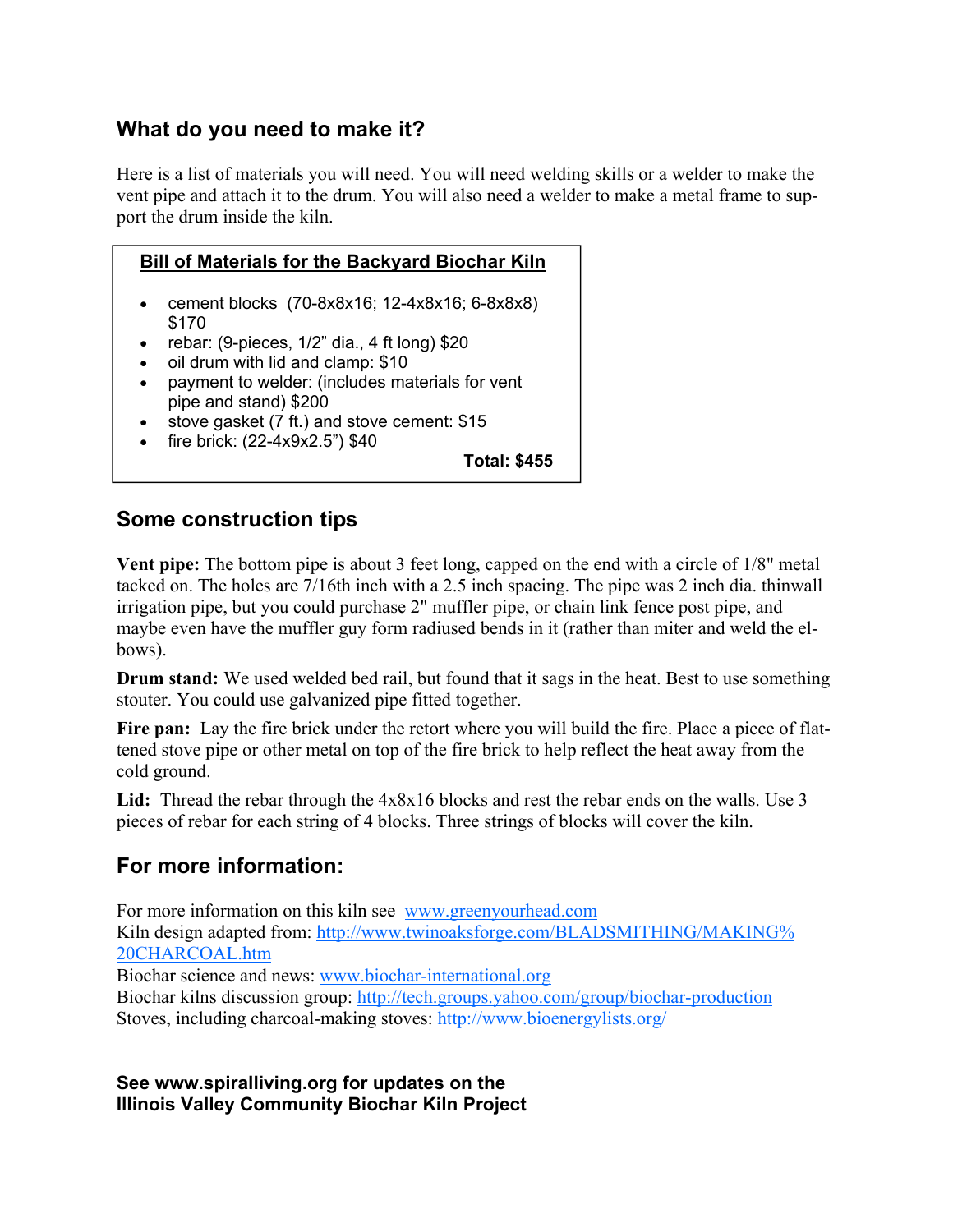## What do you need to make it?

Here is a list of materials you will need. You will need welding skills or a welder to make the vent pipe and attach it to the drum. You will also need a welder to make a metal frame to support the drum inside the kiln.

**Bill of Materials for the Backyard Biochar Kiln**

- cement blocks (70-8x8x16; 12-4x8x16; 6-8x8x8) $170
- rebar: (9-pieces, 1/2" dia., 4 ft long) $20
- oil drum with lid and clamp: $10
- payment to welder: (includes materials for vent pipe and stand) $200
- stove gasket (7 ft.) and stove cement: $15
- fire brick: (22-4x9x2.5") $40

**Total: $455**

## Some construction tips

**Vent pipe:** The bottom pipe is about 3 feet long, capped on the end with a circle of 1/8" metal tacked on. The holes are 7/16th inch with a 2.5 inch spacing. The pipe was 2 inch dia. thinwall irrigation pipe, but you could purchase 2" muffler pipe, or chain link fence post pipe, and maybe even have the muffler guy form radiused bends in it (rather than miter and weld the elbows).

**Drum stand:** We used welded bed rail, but found that it sags in the heat. Best to use something stouter. You could use galvanized pipe fitted together.

**Fire pan:** Lay the fire brick under the retort where you will build the fire. Place a piece of flattened stove pipe or other metal on top of the fire brick to help reflect the heat away from the cold ground.

**Lid:** Thread the rebar through the 4x8x16 blocks and rest the rebar ends on the walls. Use 3 pieces of rebar for each string of 4 blocks. Three strings of blocks will cover the kiln.

## For more information:

For more information on this kiln see www.greenyourhead.com
Kiln design adapted from: http://www.twinoaksforge.com/BLADSMITHING/MAKING%20CHARCOAL.htm
Biochar science and news: www.biochar-international.org
Biochar kilns discussion group: http://tech.groups.yahoo.com/group/biochar-production
Stoves, including charcoal-making stoves: http://www.bioenergylists.org/

**See www.spiralliving.org for updates on the Illinois Valley Community Biochar Kiln Project**